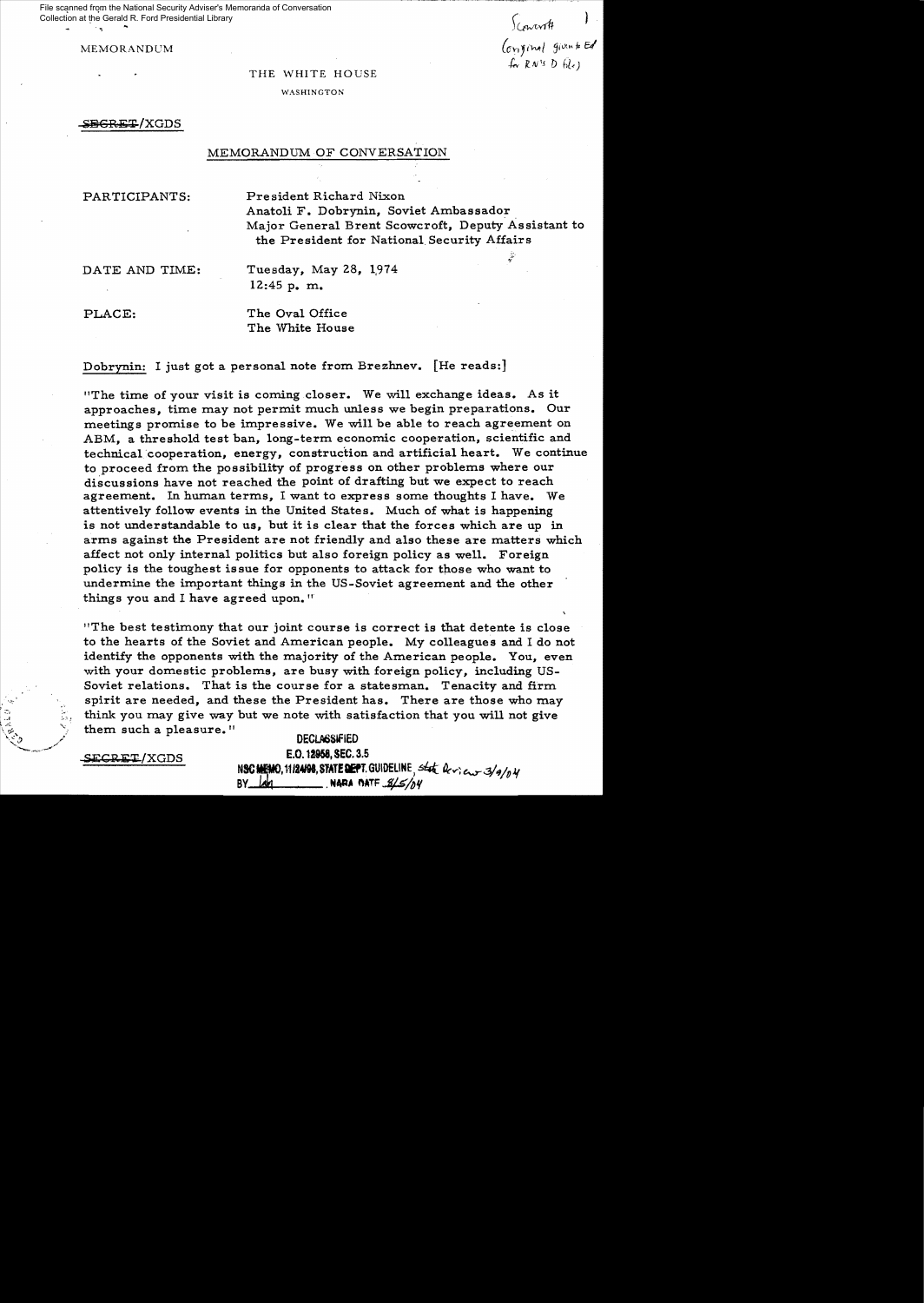File scanned from the National Security Adviser's Memoranda of Conversation Collection at the Gerald R. Ford Presidential Library

MEMORANDUM

Scowcroft (original given to Ed for RN's D file)

THE WHITE HOUSE

WASHINGTON

~~SECRET~~/XGDS

## MEMORANDUM OF CONVERSATION

PARTICIPANTS: President Richard Nixon
Anatoli F. Dobrynin, Soviet Ambassador
Major General Brent Scowcroft, Deputy Assistant to the President for National Security Affairs

DATE AND TIME: Tuesday, May 28, 1974
12:45 p.m.

PLACE: The Oval Office
The White House

Dobrynin: I just got a personal note from Brezhnev. [He reads:]

"The time of your visit is coming closer. We will exchange ideas. As it approaches, time may not permit much unless we begin preparations. Our meetings promise to be impressive. We will be able to reach agreement on ABM, a threshold test ban, long-term economic cooperation, scientific and technical cooperation, energy, construction and artificial heart. We continue to proceed from the possibility of progress on other problems where our discussions have not reached the point of drafting but we expect to reach agreement. In human terms, I want to express some thoughts I have. We attentively follow events in the United States. Much of what is happening is not understandable to us, but it is clear that the forces which are up in arms against the President are not friendly and also these are matters which affect not only internal politics but also foreign policy as well. Foreign policy is the toughest issue for opponents to attack for those who want to undermine the important things in the US-Soviet agreement and the other things you and I have agreed upon."

"The best testimony that our joint course is correct is that detente is close to the hearts of the Soviet and American people. My colleagues and I do not identify the opponents with the majority of the American people. You, even with your domestic problems, are busy with foreign policy, including US-Soviet relations. That is the course for a statesman. Tenacity and firm spirit are needed, and these the President has. There are those who may think you may give way but we note with satisfaction that you will not give them such a pleasure."

~~SECRET~~/XGDS

DECLASSIFIED
E.O. 12958, SEC. 3.5
NSC MEMO, 11/24/98, STATE DEPT. GUIDELINE, State Review 3/9/04
BY [illegible] NARA DATE 8/5/04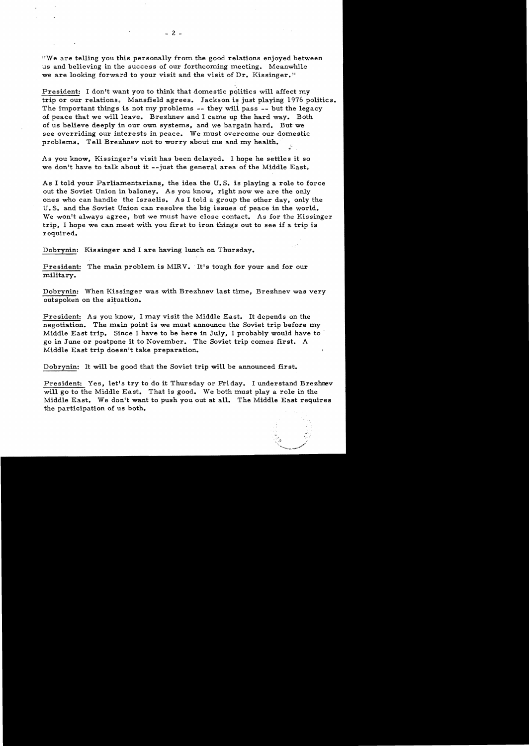"We are telling you this personally from the good relations enjoyed between us and believing in the success of our forthcoming meeting. Meanwhile we are looking forward to your visit and the visit of Dr. Kissinger."

President: I don't want you to think that domestic politics will affect my trip or our relations. Mansfield agrees. Jackson is just playing 1976 politics. The important things is not my problems -- they will pass -- but the legacy of peace that we will leave. Brezhnev and I came up the hard way. Both of us believe deeply in our own systems, and we bargain hard. But we see overriding our interests in peace. We must overcome our domestic problems. Tell Brezhnev not to worry about me and my health.

As you know, Kissinger's visit has been delayed. I hope he settles it so we don't have to talk about it --just the general area of the Middle East.

As I told your Parliamentarians, the idea the U.S. is playing a role to force out the Soviet Union in baloney. As you know, right now we are the only ones who can handle the Israelis. As I told a group the other day, only the U.S. and the Soviet Union can resolve the big issues of peace in the world. We won't always agree, but we must have close contact. As for the Kissinger trip, I hope we can meet with you first to iron things out to see if a trip is required.

Dobrynin: Kissinger and I are having lunch on Thursday.

President: The main problem is MIRV. It's tough for your and for our military.

Dobrynin: When Kissinger was with Brezhnev last time, Brezhnev was very outspoken on the situation.

President: As you know, I may visit the Middle East. It depends on the negotiation. The main point is we must announce the Soviet trip before my Middle East trip. Since I have to be here in July, I probably would have to go in June or postpone it to November. The Soviet trip comes first. A Middle East trip doesn't take preparation.

Dobrynin: It will be good that the Soviet trip will be announced first.

President: Yes, let's try to do it Thursday or Friday. I understand Brezhnev will go to the Middle East. That is good. We both must play a role in the Middle East. We don't want to push you out at all. The Middle East requires the participation of us both.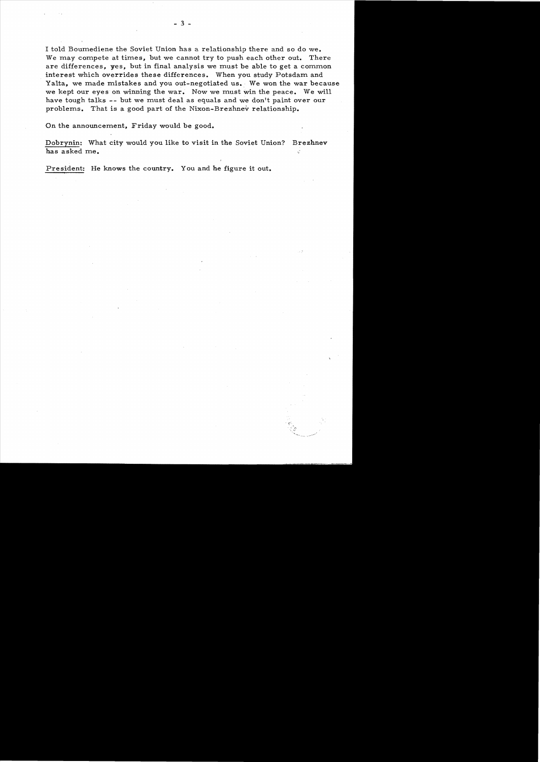I told Boumediene the Soviet Union has a relationship there and so do we. We may compete at times, but we cannot try to push each other out. There are differences, yes, but in final analysis we must be able to get a common interest which overrides these differences. When you study Potsdam and Yalta, we made mistakes and you out-negotiated us. We won the war because we kept our eyes on winning the war. Now we must win the peace. We will have tough talks -- but we must deal as equals and we don't paint over our problems. That is a good part of the Nixon-Brezhnev relationship.

On the announcement, Friday would be good.

Dobrynin: What city would you like to visit in the Soviet Union? Brezhnev has asked me.

President: He knows the country. You and he figure it out.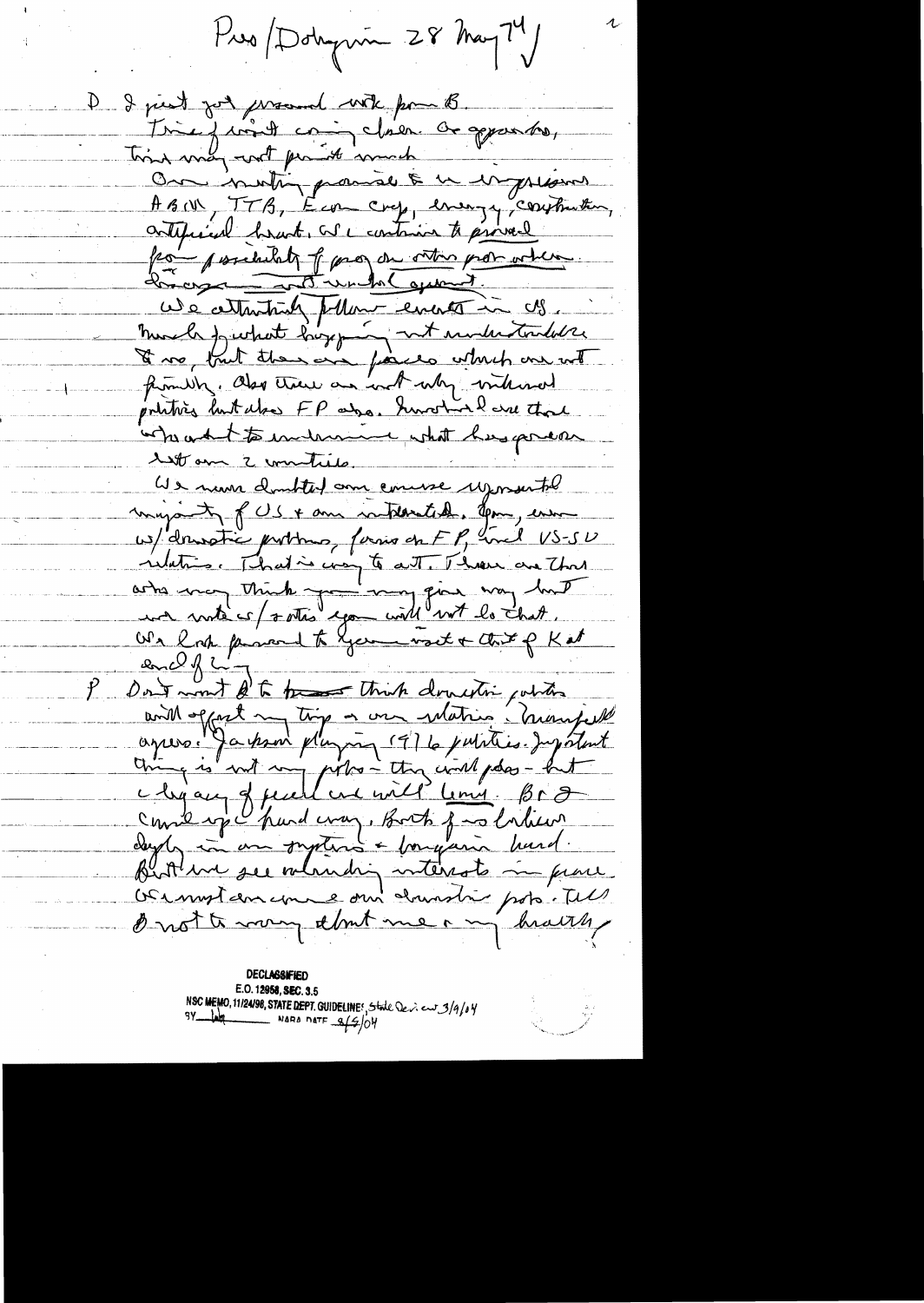Pres/Dobrynin 28 May 74

D I just got personal note from B.

Time of visit coming closer. Our apparatus, this may not permit much.

Our meeting promises to be impressive. ABM, TTB, Econ coop, energy, construction, artificial heart. We continue to proceed from possibility of progress on other problems. Discussions not unhelpful agreement.

We attentively follow events in US. Much of what happening not understandable to us, but there are forces which are not friendly. Also there are not only internal politics but also FP also. Brezhnev and all those who want to undermine what has gone on between our 2 countries.

We never doubted your course represented majority of US & our interests. You, even w/ domestic problems, focus on FP, incl US-SU relations. That is key to all. There are those who may think you may give way but we note so/& others you will not do that.

We look forward to your visit & that of K at end of June.

P Don't want B to think domestic politics will affect my trip or our relations. Manifestly, Jackson playing 1976 politics. Important thing is not my polls — they will pass — but a legacy of peace we will leave. Br & I could get hard way, both of us believe deeply in our systems & bargain hard. But we see abiding interests in peace. We must overcome our domestic probs. Tell B not to worry about me or my health,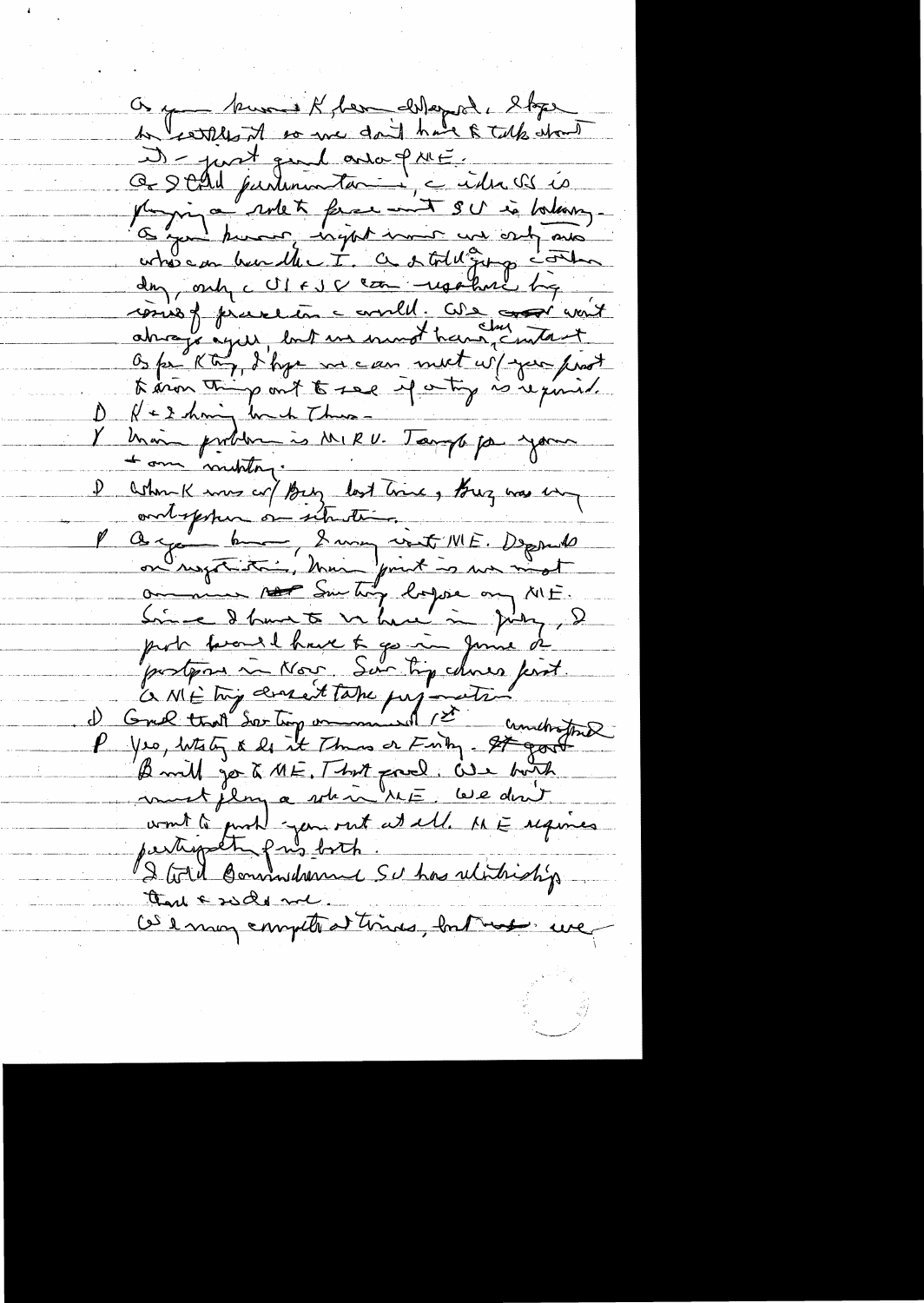As you know, K[issinger] has delayed. I hope to settle it so we don't have to talk about it - just general area of ME.

As I told Parliamentarians, the idea US is playing a role to freeze out SU is baloney. As you know, right now we only ones who can handle the I. As I told Gromyko the other day, only the US & USSR can use their big sources of peace in the world. We don't always agree, but we must have close contact. As for K trip, I hope we can meet w/ you first to iron things out to see if a trip is required.

D K & I doing best things -

Y Main problem is MIRV. Temptation for your & our military.

D When K was w/ Brezhnev last time, Brezhnev was very outspoken on situation.

P As you know, I may visit ME. Depends on negotiations. Main point is we must announce Sov trip before any ME. Since I have to be here in July, I prob would have to go in June or postpone in Nov. Sov trip comes first. A ME trip couldn't take pres-station.

D Good that Sov trip announced 1st.

P Yes, before & do it Thurs or Friday. If good, B will go to ME. That good. We both must play a role in ME. We don't want to push you out at all. ME requires participation of us both. I told Boumedienne SU has relationship there & so do we.

We may compete at times, but we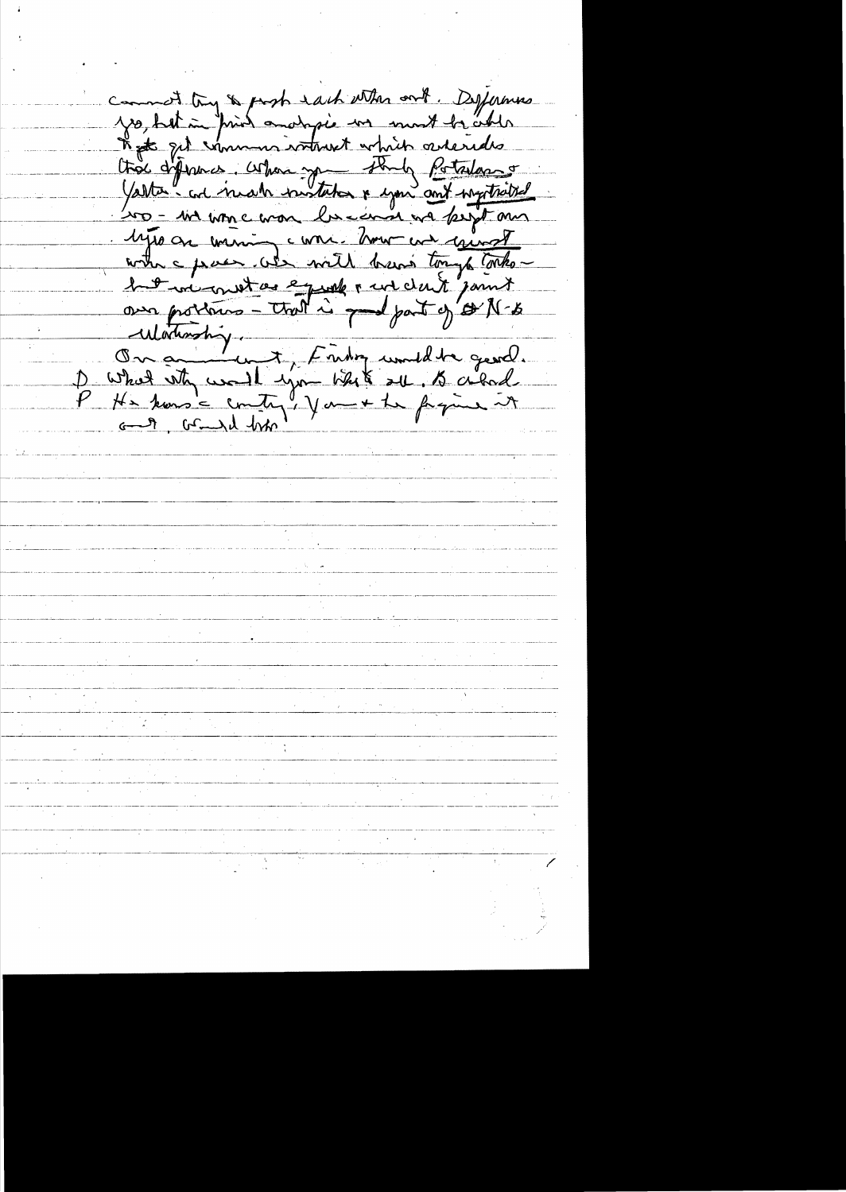cannot try to push each other out. Differences yes, but in final analysis we must be able to get common interest which overrides those differences. When you study Potsdam & Yalta and made mistakes & your and mysticism so - we were won because we kept our eyes on winning war. Now we want win a peace. We will have tough talks - but we must as equals & we don't paint our positions - that is good part of N-B relationship.

On announcement, Friday would be good.

D What rationale would you like to add.

P He knows country, you & he figured it out. Would him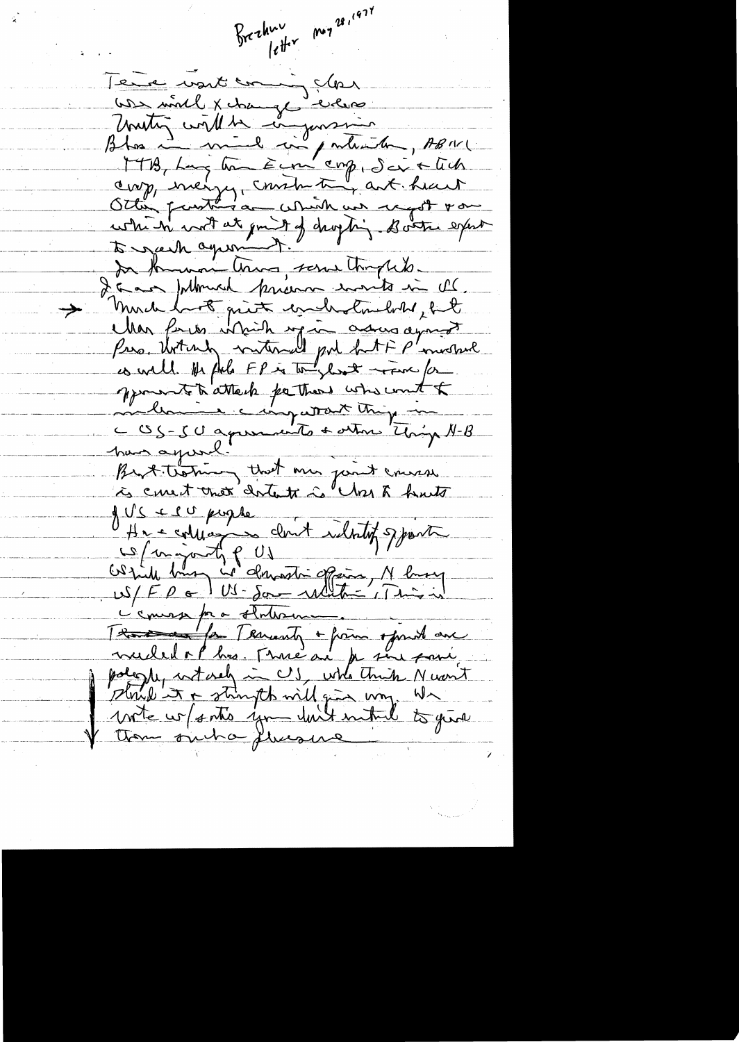Brezhnev letter May 28, 1974

Time visit coming close

We will exchange views

Unity will be impressive

Also in mind in particular, ABM, TTB, Long term Econ coop, Sci & tech coop, energy, construction, art. heart

Other questions are which are agreed & on which not at point of drafting. Both expect to reach agreement.

In human terms, some thoughts.

I can understand pressure exists in US.

→ Much hard quite understandable, but also forces which are against Pres. Hostility toward pol but FP as well. The fate FP is target — for opponents to attack. For those who want to undermine important things in US-SU agreements & other things N-B have agreed.

But thinking that our joint course is correct that detente is close to hearts of US & SU people

He & colleagues don't identify opponents w/ majority of US

We will bring in domestic affairs, N busy w/ FP & US-Sov relations. This is course for a statesman.

For tenacity & firmness of spirit are needed of leaders. There are far some politically, actively in US, who think N won't stand it & strength will give way. We note w/ satis. you didn't intend to give them such pleasure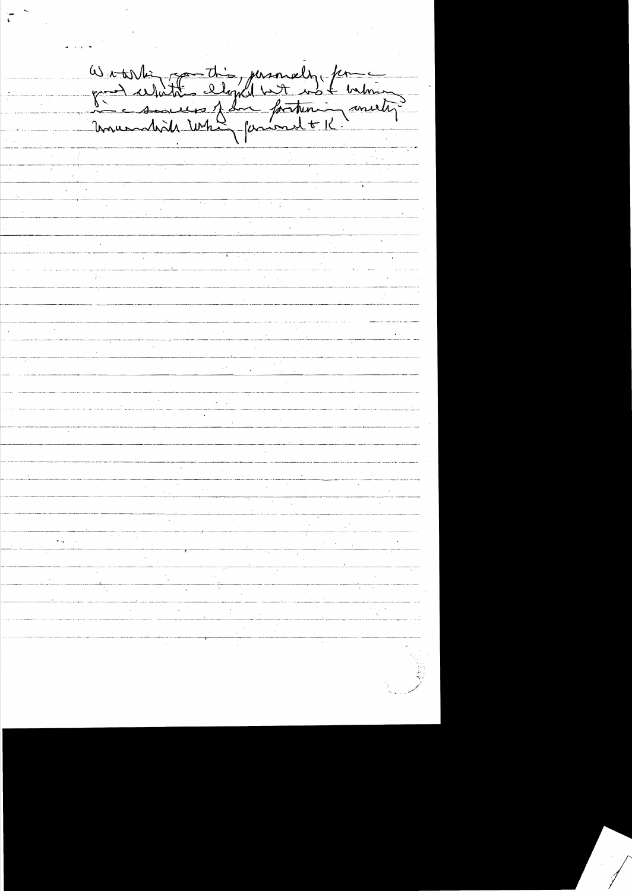W talking you this, personally, from good relations develop but not helping in a success of our putting anxiety. Meanwhile working forward to K.